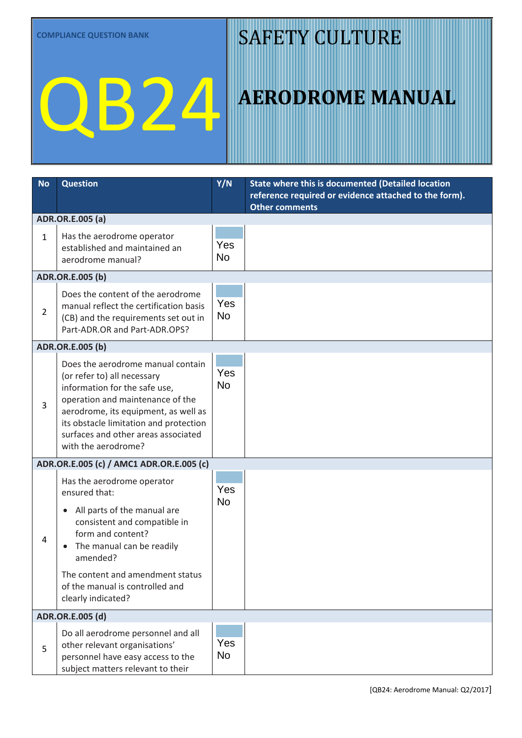COMPLIANCE QUESTION BANK

# QB24

# SAFETY CULTURE

# AERODROME MANUAL

| No | Question | Y/N | State where this is documented (Detailed location reference required or evidence attached to the form). Other comments |
|---|---|---|---|
| **ADR.OR.E.005 (a)** | | | |
| 1 | Has the aerodrome operator established and maintained an aerodrome manual? | Yes<br>No | |
| **ADR.OR.E.005 (b)** | | | |
| 2 | Does the content of the aerodrome manual reflect the certification basis (CB) and the requirements set out in Part-ADR.OR and Part-ADR.OPS? | Yes<br>No | |
| **ADR.OR.E.005 (b)** | | | |
| 3 | Does the aerodrome manual contain (or refer to) all necessary information for the safe use, operation and maintenance of the aerodrome, its equipment, as well as its obstacle limitation and protection surfaces and other areas associated with the aerodrome? | Yes<br>No | |
| **ADR.OR.E.005 (c) / AMC1 ADR.OR.E.005 (c)** | | | |
| 4 | Has the aerodrome operator ensured that:<br>• All parts of the manual are consistent and compatible in form and content?<br>• The manual can be readily amended?<br>The content and amendment status of the manual is controlled and clearly indicated? | Yes<br>No | |
| **ADR.OR.E.005 (d)** | | | |
| 5 | Do all aerodrome personnel and all other relevant organisations' personnel have easy access to the subject matters relevant to their | Yes<br>No | |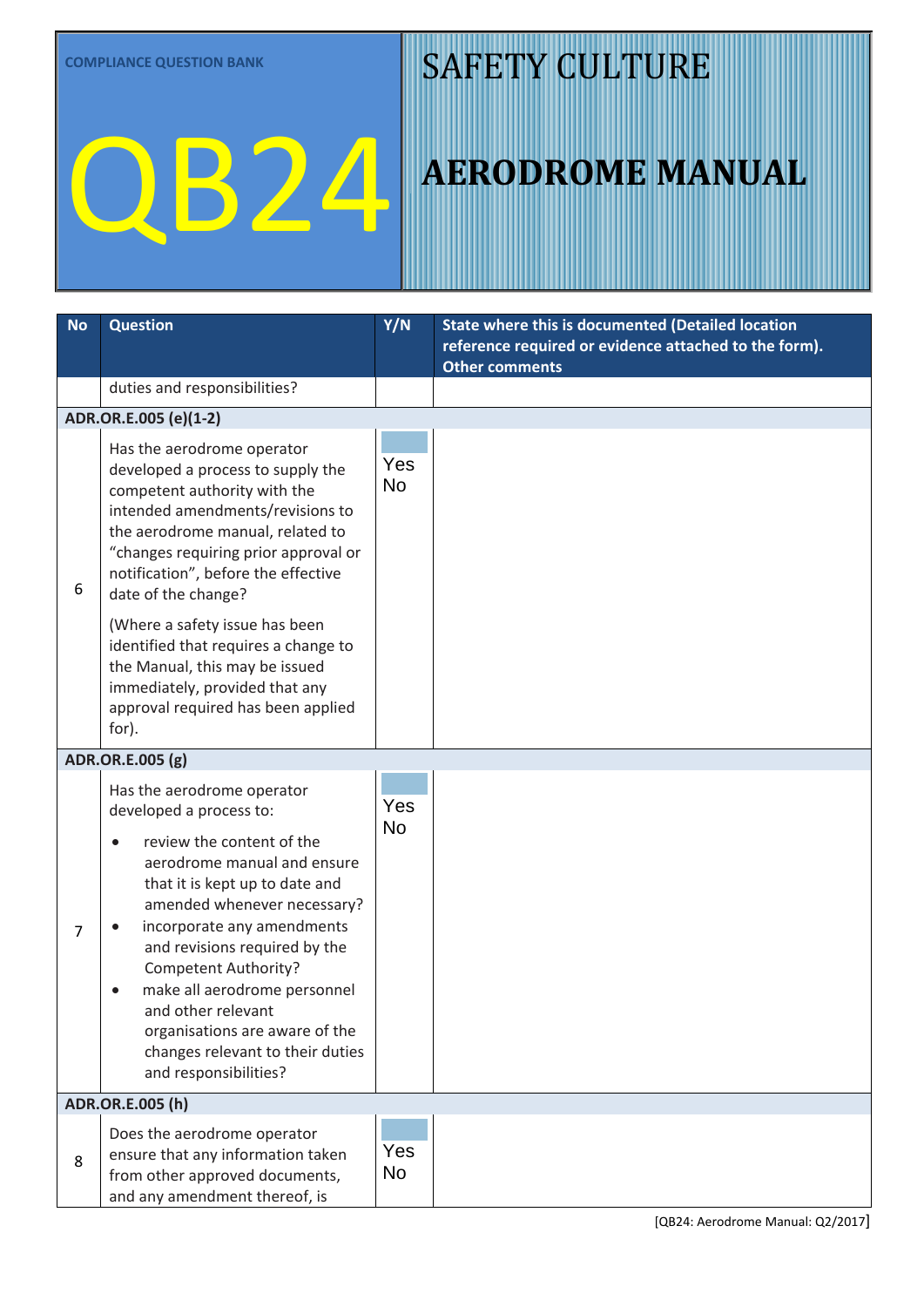COMPLIANCE QUESTION BANK

# QB24

# SAFETY CULTURE

# AERODROME MANUAL

| No | Question | Y/N | State where this is documented (Detailed location reference required or evidence attached to the form). Other comments |
|---|---|---|---|
| | duties and responsibilities? | | |
| **ADR.OR.E.005 (e)(1-2)** | | | |
| 6 | Has the aerodrome operator developed a process to supply the competent authority with the intended amendments/revisions to the aerodrome manual, related to "changes requiring prior approval or notification", before the effective date of the change?<br><br>(Where a safety issue has been identified that requires a change to the Manual, this may be issued immediately, provided that any approval required has been applied for). | Yes<br>No | |
| **ADR.OR.E.005 (g)** | | | |
| 7 | Has the aerodrome operator developed a process to:<br>• review the content of the aerodrome manual and ensure that it is kept up to date and amended whenever necessary?<br>• incorporate any amendments and revisions required by the Competent Authority?<br>• make all aerodrome personnel and other relevant organisations are aware of the changes relevant to their duties and responsibilities? | Yes<br>No | |
| **ADR.OR.E.005 (h)** | | | |
| 8 | Does the aerodrome operator ensure that any information taken from other approved documents, and any amendment thereof, is | Yes<br>No | |

[QB24: Aerodrome Manual: Q2/2017]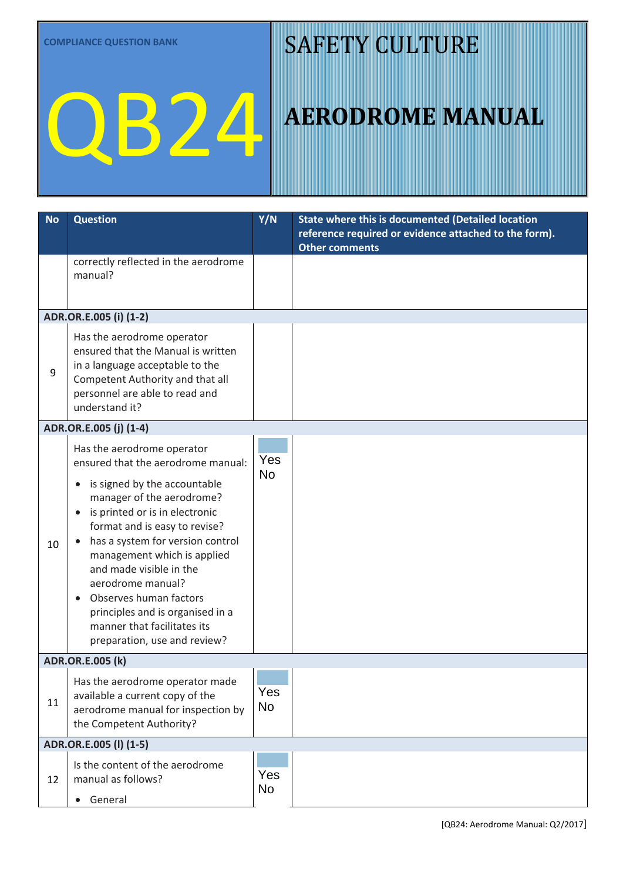COMPLIANCE QUESTION BANK

# QB24

# SAFETY CULTURE

# AERODROME MANUAL

| No | Question | Y/N | State where this is documented (Detailed location reference required or evidence attached to the form). Other comments |
|---|---|---|---|
| | correctly reflected in the aerodrome manual? | | |
| **ADR.OR.E.005 (i) (1-2)** | | | |
| 9 | Has the aerodrome operator ensured that the Manual is written in a language acceptable to the Competent Authority and that all personnel are able to read and understand it? | | |
| **ADR.OR.E.005 (j) (1-4)** | | | |
| 10 | Has the aerodrome operator ensured that the aerodrome manual:<br>• is signed by the accountable manager of the aerodrome?<br>• is printed or is in electronic format and is easy to revise?<br>• has a system for version control management which is applied and made visible in the aerodrome manual?<br>• Observes human factors principles and is organised in a manner that facilitates its preparation, use and review? | Yes<br>No | |
| **ADR.OR.E.005 (k)** | | | |
| 11 | Has the aerodrome operator made available a current copy of the aerodrome manual for inspection by the Competent Authority? | Yes<br>No | |
| **ADR.OR.E.005 (l) (1-5)** | | | |
| 12 | Is the content of the aerodrome manual as follows?<br>• General | Yes<br>No | |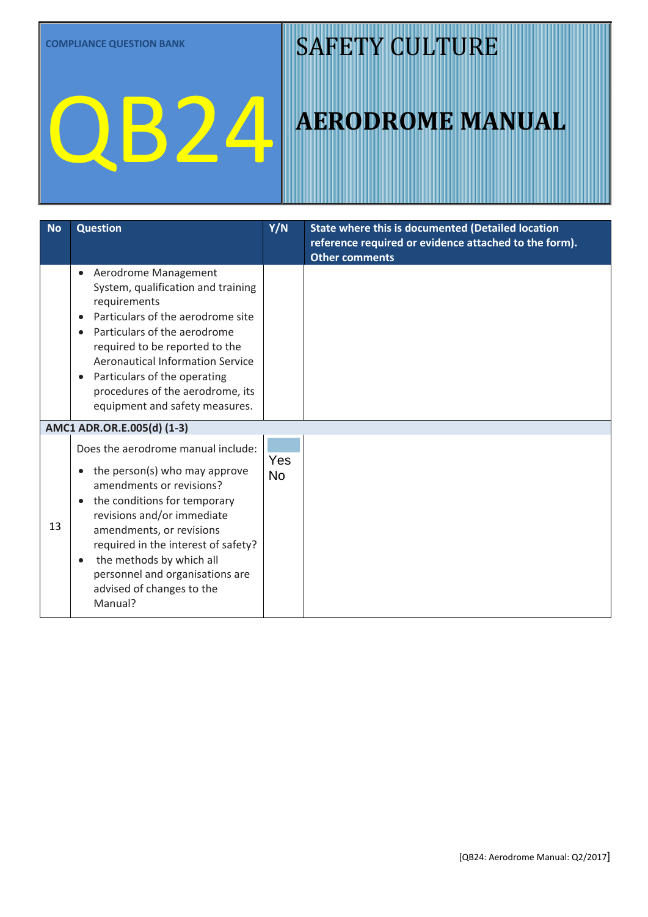COMPLIANCE QUESTION BANK

# QB24

# SAFETY CULTURE

# AERODROME MANUAL

| No | Question | Y/N | State where this is documented (Detailed location reference required or evidence attached to the form). Other comments |
|---|---|---|---|
| | • Aerodrome Management System, qualification and training requirements<br>• Particulars of the aerodrome site<br>• Particulars of the aerodrome required to be reported to the Aeronautical Information Service<br>• Particulars of the operating procedures of the aerodrome, its equipment and safety measures. | | |
| **AMC1 ADR.OR.E.005(d) (1-3)** | | | |
| 13 | Does the aerodrome manual include:<br>• the person(s) who may approve amendments or revisions?<br>• the conditions for temporary revisions and/or immediate amendments, or revisions required in the interest of safety?<br>• the methods by which all personnel and organisations are advised of changes to the Manual? | Yes<br>No | |

[QB24: Aerodrome Manual: Q2/2017]